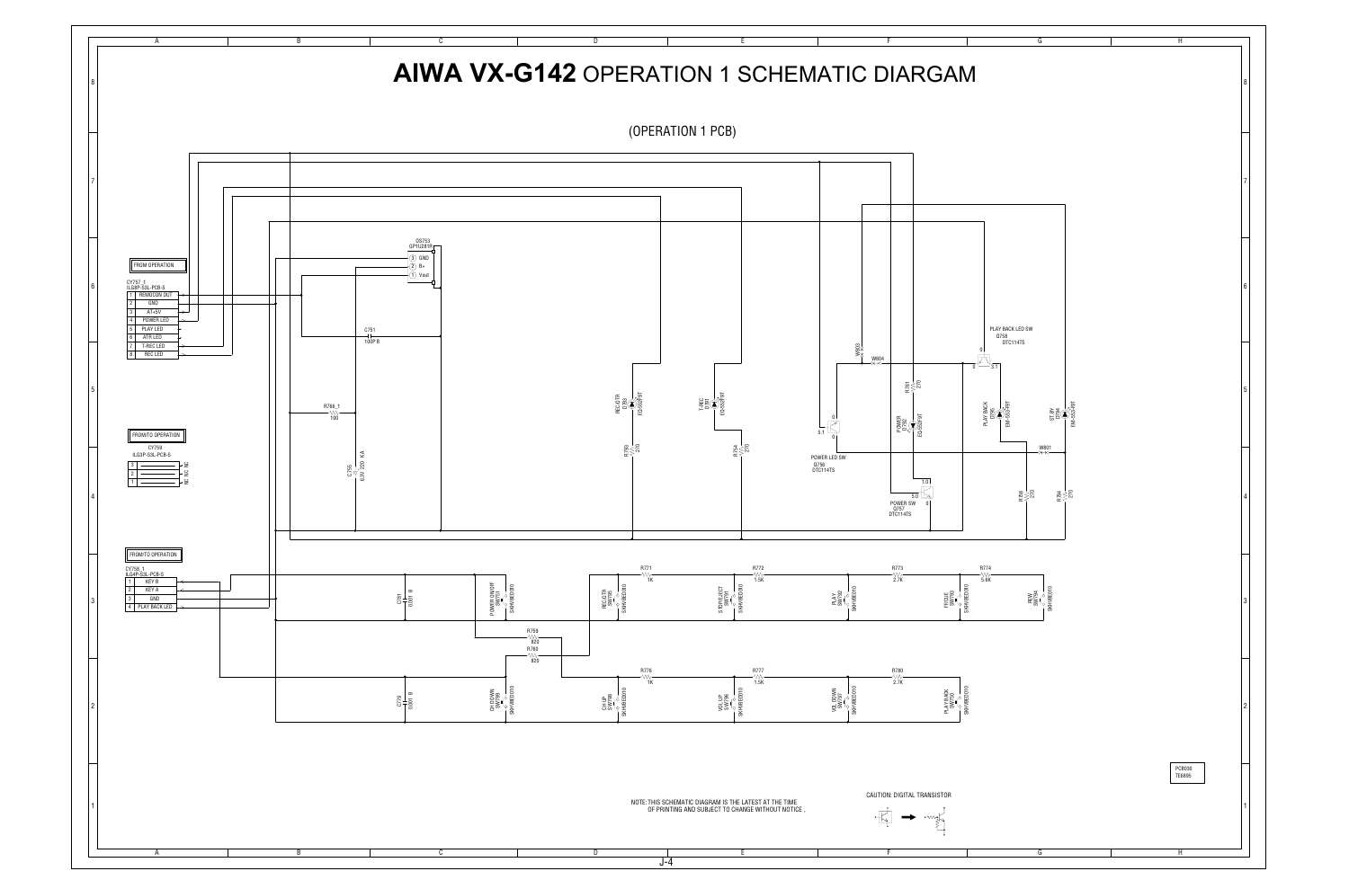# AIWA VX-G142 OPERATION 1 SCHEMATIC DIARGAM

(OPERATION 1 PCB)

FROM OPERATION

CY757_1
ILG8P-S3L-PCB-S

| | |
|---|---|
| 1 | REMOCON OUT |
| 2 | GND |
| 3 | AT+5V |
| 4 | POWER LED |
| 5 | PLAY LED |
| 6 | ATR LED |
| 7 | T-REC LED |
| 8 | REC LED |

FROM/TO OPERATION

CY759
ILG3P-S3L-PCB-S

1, 2, 3 — NC NC NC

FROM/TO OPERATION

CY758_1
ILG4P-S3L-PCB-S

| | |
|---|---|
| 1 | KEY B |
| 2 | KEY A |
| 3 | GND |
| 4 | PLAY BACK LED |

DS753 GP1U281R: (3) GND, (2) B+, (1) Vout

C751 100P B

R766_1 100

C755 6.3V 220 KA

REC.ATR D760 EG-SS2FRT — R763 270

T-REC D761 EG-SS2FRT — R754 270

W803, W804

R761 270

POWER D762 EG-SS2FRT

POWER LED SW Q756 DTC114TS

POWER SW Q757 DTC114TS

PLAY BACK LED SW Q758 DTC114TS

PLAY BACK D763 EM-SS3-FRT

ST-BY D764 EM-SS3-FRT

W801

R765 270, R764 270

C781 0.001 B

POWER ON/OFF SW751 SKHVBED010

REC.ATR SW765 SKHVBED010

STOP/EJECT SW761 SKHVBED010

PLAY SW762 SKHVBED010

FF/CUE SW763 SKHVBED010

REW SW764 SKHVBED010

R771 1K, R772 1.5K, R773 2.7K, R774 5.6K

R759 820, R760 820

R776 1K, R777 1.5K, R780 2.7K

C779 0.001 B

CH DOWN SW768 SKHVBED010

CH UP SW766 SKHVBED010

VOL UP SW766 SKHVBED010

VOL DOWN SW767 SKHVBED010

PLAYBACK SW770 SKHVBED010

PC8030
TE6895

NOTE: THIS SCHEMATIC DIAGRAM IS THE LATEST AT THE TIME OF PRINTING AND SUBJECT TO CHANGE WITHOUT NOTICE .

CAUTION: DIGITAL TRANSISTOR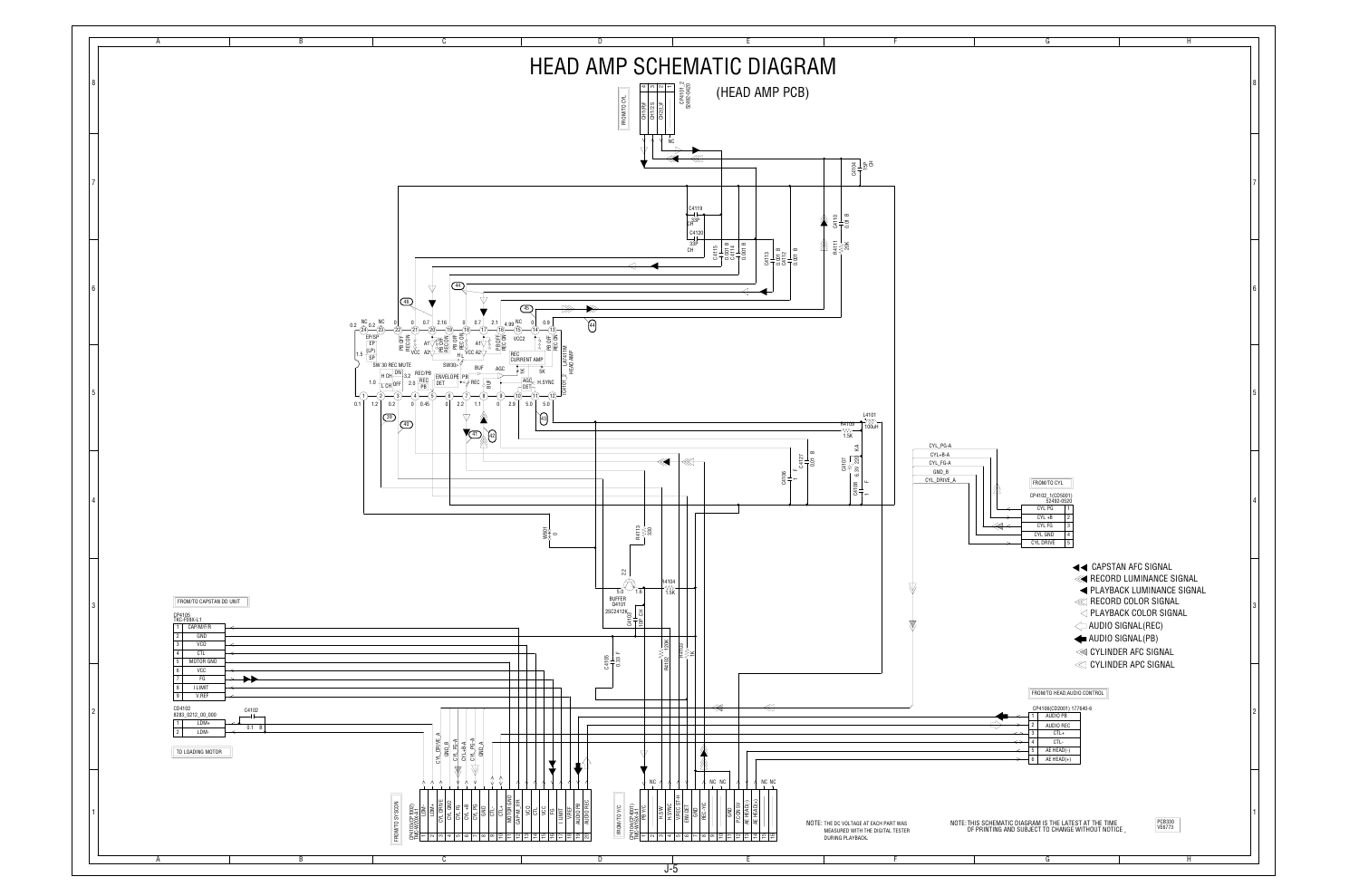# HEAD AMP SCHEMATIC DIAGRAM

(HEAD AMP PCB)

FROM/TO CYL.

CP4101_2 S282-0420

| 4 | 3 | 2 | 1 |
|---|---|---|---|
| CH1/RF4 | CH1/RF | CH2/CS | CH2/LF |

FROM/TO CYL.

CP4102_1(CZ5001) S2492-0520

| | |
|---|---|
| 1 | CYL PG |
| 2 | CYL +B |
| 3 | CYL FG |
| 4 | CYL GND |
| 5 | CYL DRIVE |

FROM/TO CAPSTAN DD UNIT

CP4105 TKC-F08X-L1

| | |
|---|---|
| 1 | CAP/M/F/R |
| 2 | GND |
| 3 | VCO |
| 4 | CTL |
| 5 | MOTOR GND |
| 6 | VCC |
| 7 | FG |
| 8 | I LIMIT |
| 9 | V.REF |

CD4122 8283_0212_00_000

| | |
|---|---|
| 1 | LDM+ |
| 2 | LDM- |

TO LOADING MOTOR

FROM/TO HEAD.AUDIO CONTROL

CP4106(CD2001) 177640-6

| | |
|---|---|
| 1 | AUDIO PB |
| 2 | AUDIO REC |
| 3 | CTL+ |
| 4 | CTL- |
| 5 | AE HEAD(-) |
| 6 | AE HEAD(+) |

FROM/TO SY.BOX

CP4103(CP1002) TMC-W2005X-L1

| | |
|---|---|
| 1 | LDM+ |
| 2 | LDM- |
| 3 | CYL DRIVE |
| 4 | CYL GND |
| 5 | CYL FG |
| 6 | CYL PG |
| 7 | CYL +B |
| 8 | GND |
| 9 | CTL+ |
| 10 | CTL- |
| 11 | MOTOR GND |
| 12 | CAP/M/F/R |
| 13 | VCO |
| 14 | CTL |
| 15 | VCC |
| 16 | FG |
| 17 | I LIMIT |
| 18 | V.REF |
| 19 | AUDIO PB |
| 20 | AUDIO REC |

FROM/TO Y/C

CP4104(CP4001) TMC-W16X-L1

| | |
|---|---|
| 1 | PB Y/C |
| 2 | NC |
| 3 | H.SW |
| 4 | H.SYNC |
| 5 | VREC ST-H |
| 6 | ENV.DET |
| 7 | GND |
| 8 | REC Y/C |
| 9 | NC |
| 10 | NC |
| 11 | GND |
| 12 | P.CON 5V |
| 13 | AE HEAD(-) |
| 14 | AE HEAD(+) |
| 15 | NC |
| 16 | NC |

IC4101_2 LA7411M HEAD AMP

BUFFER Q4101 2SC2412K

- CAPSTAN AFC SIGNAL
- RECORD LUMINANCE SIGNAL
- PLAYBACK LUMINANCE SIGNAL
- RECORD COLOR SIGNAL
- PLAYBACK COLOR SIGNAL
- AUDIO SIGNAL(REC)
- AUDIO SIGNAL(PB)
- CYLINDER AFC SIGNAL
- CYLINDER APC SIGNAL

NOTE: THE DC VOLTAGE AT EACH PART WAS MEASURED WITH THE DIGITAL TESTER DURING PLAYBACK.

NOTE: THIS SCHEMATIC DIAGRAM IS THE LATEST AT THE TIME OF PRINTING AND SUBJECT TO CHANGE WITHOUT NOTICE.

PCB330 VE6773

J-5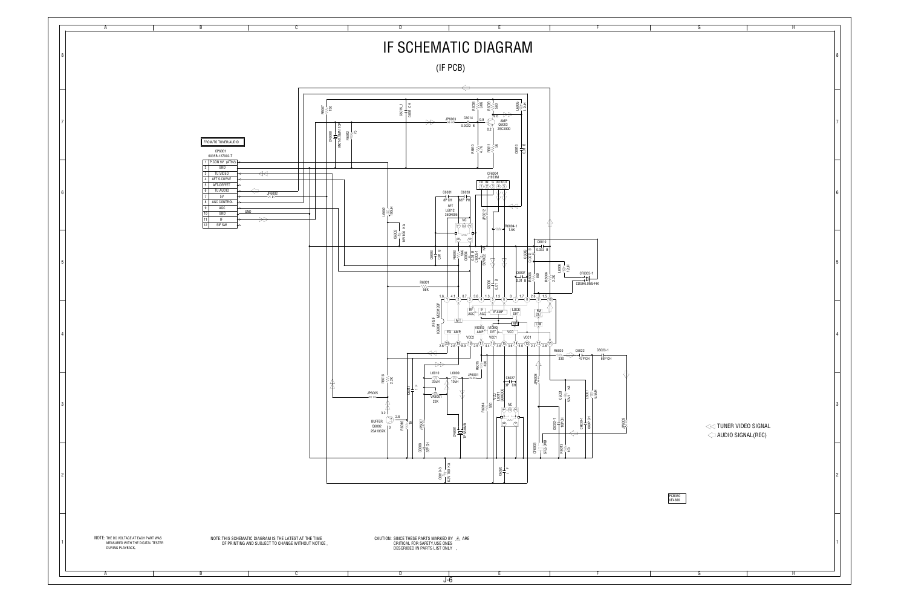# IF SCHEMATIC DIAGRAM

(IF PCB)

FROM/TO TUNER/AUDIO

CP6001
6035B-12Z002-T

| | |
|---|---|
| 1 | P.CON 9V (AT9V) |
| 2 | GND |
| 3 | TU.VIDEO |
| 4 | AFT S.CURVE |
| 5 | AFT-DEFEET |
| 6 | TU.AUDIO |
| 7 | 5V |
| 8 | AGC CONTROL |
| 9 | AGC |
| 10 | GND |
| 11 | IF |
| 12 | SIF SW |

TUNER VIDEO SIGNAL

AUDIO SIGNAL(REC)

PCB350
VE4866

NOTE: THE DC VOLTAGE AT EACH PART WAS MEASURED WITH THE DIGITAL TESTER DURING PLAYBACK.

NOTE: THIS SCHEMATIC DIAGRAM IS THE LATEST AT THE TIME OF PRINTING AND SUBJECT TO CHANGE WITHOUT NOTICE .

CAUTION: SINCE THESE PARTS MARKED BY ⚠ ARE CRITICAL FOR SAFETY,USE ONES DESCRIBED IN PARTS LIST ONLY .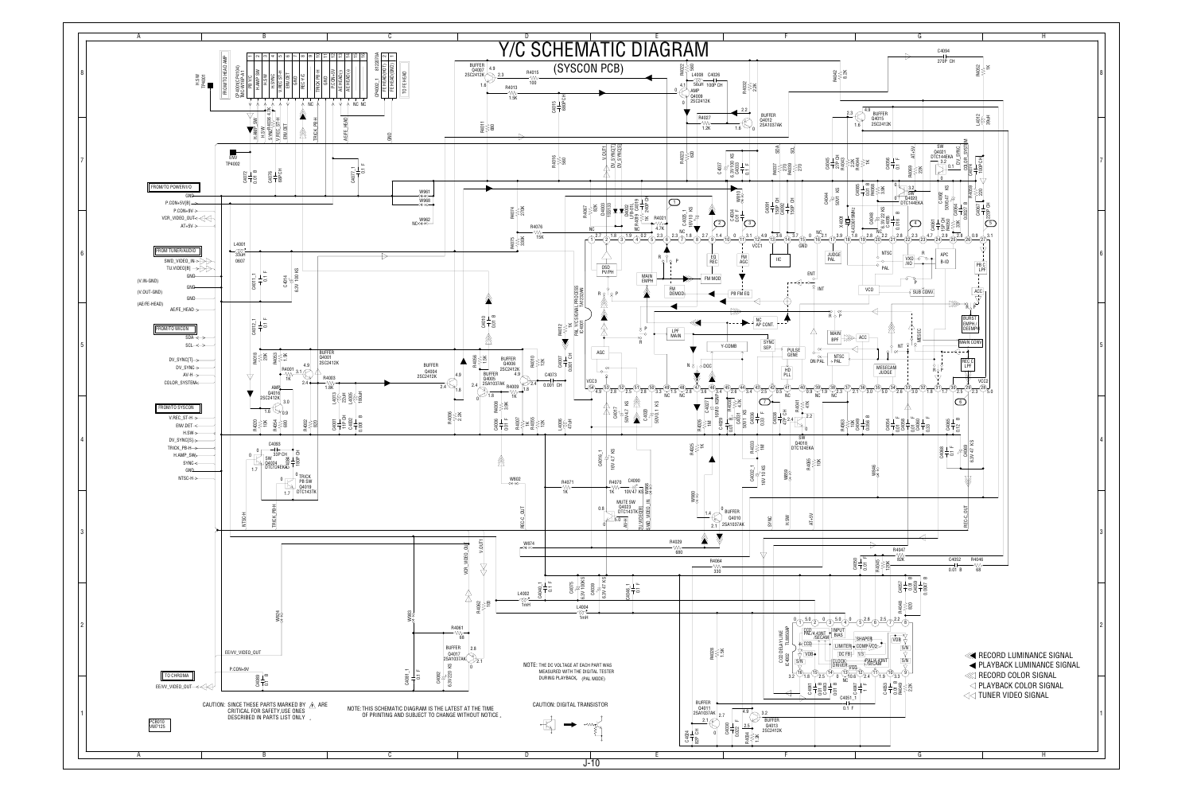# Y/C SCHEMATIC DIAGRAM

## (SYSCON PCB)

NOTE: THE DC VOLTAGE AT EACH PART WAS MEASURED WITH THE DIGITAL TESTER DURING PLAYBACK. (PAL MODE)

CAUTION: DIGITAL TRANSISTOR

CAUTION: SINCE THESE PARTS MARKED BY ⚠ ARE CRITICAL FOR SAFETY, USE ONES DESCRIBED IN PARTS LIST ONLY.

NOTE: THIS SCHEMATIC DIAGRAM IS THE LATEST AT THE TIME OF PRINTING AND SUBJECT TO CHANGE WITHOUT NOTICE.

- RECORD LUMINANCE SIGNAL
- PLAYBACK LUMINANCE SIGNAL
- RECORD COLOR SIGNAL
- PLAYBACK COLOR SIGNAL
- TUNER VIDEO SIGNAL

PCB010
VM7125

J-10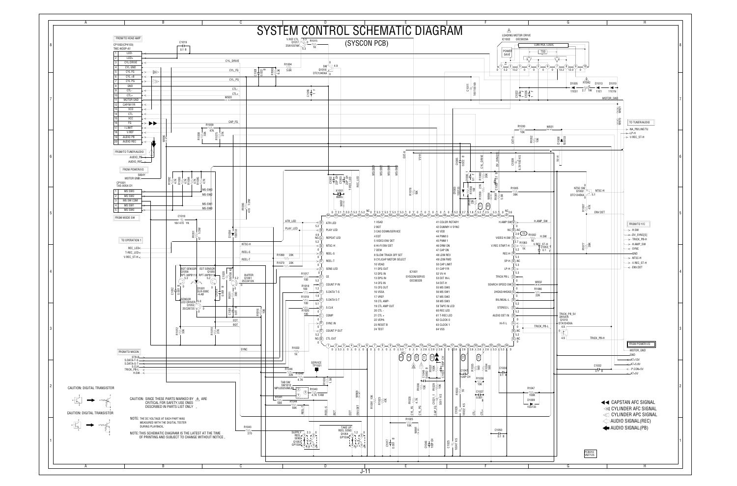# SYSTEM CONTROL SCHEMATIC DIAGRAM

## (SYSCON PCB)

FROM/TO HEAD AMP

CP1002(CP4103)
TMC-W20P-A1

| Pin | Signal |
| --- | --- |
| 1 | LDD- |
| 2 | LDD+ |
| 3 | CYL DRIVE |
| 4 | CYL GND |
| 5 | CYL FG |
| 6 | CYL +8 |
| 7 | CYL PG |
| 8 | GND |
| 9 | CTL- |
| 10 | CTL+ |
| 11 | MOTOR GND |
| 12 | CAP/M F/R |
| 13 | VCC |
| 14 | CTL |
| 15 | VCC |
| 16 | FG |
| 17 | I LIMIT |
| 18 | V.REF |
| 19 | AUDIO PB |
| 20 | AUDIO REC |

FROM/TO TUNER/AUDIO: AUDIO_PB, AUDIO_REC

FROM POWER/I/O: MOTOR GND

CP1001
TAS-X05X-D1

| Pin | Signal |
| --- | --- |
| 1 | MS SW3 |
| 2 | MS SW2 |
| 3 | MS SW COM |
| 4 | MS SW1 |
| 5 | MS SW0 |

FROM MODE SW

TO OPERATION 1: REC_LED, T-REC_LED, V.REC_ST-H

FROM/TO MICON: STR-B, S.DATA-T-S, S.DATA-S-T, S.CLK, TRICK_PB-L, H.SW

LOADING MOTOR DRIVE
IC1002 OEC0029A

IC1001
SYSCON/SERVO
OEC0032B

| Pin | Function | Pin | Function |
| --- | --- | --- | --- |
| 1 | VSAD | 41 | COLOR ROTARY |
| 2 | BOT | 42 | DUMMY-V SYNC |
| 3 | CAS DOWN/SERVICE | 43 | VDD |
| 4 | EOT | 44 | PWM 0 |
| 5 | VIDEO ENV DET | 45 | PWM 1 |
| 6 | HI-FI ENV DET | 46 | DRM ON |
| 7 | DEW | 47 | CAP ON |
| 8 | SLOW TRACK OFF SET | 48 | LDM REV |
| 9 | CYL/CAP MOTOR SELECT | 49 | LDM FWD |
| 10 | VDAD | 50 | CAP LIMIT |
| 11 | DFG OUT | 51 | CAP F/R |
| 12 | DFG IN | 52 | VV-H |
| 13 | DPG IN | 53 | EXT IN-L |
| 14 | CFG IN | 54 | EXT-H |
| 15 | CFG OUT | 55 | MS SW0 |
| 16 | VSSA | 56 | MS SW1 |
| 17 | VREF | 57 | MS SW2 |
| 18 | CTL AMP- | 58 | MS SW3 |
| 19 | CTL AMP OUT | 59 | TAPE IN LED |
| 20 | CTL - | 60 | REC LED |
| 21 | CTL + | 61 | T-REC LED |
| 22 | VDPA | 62 | CLOCK 0 |
| 23 | RESET B | 63 | CLOCK 1 |
| 24 | TEST | 64 | VSS |

TO TUNER/AUDIO: RA_PB/LINE/TU, LP-H, V.REC_ST-H

FROM/TO Y/C: H.SW, DV_SYNC(S), TRICK_PB-H, H.AMP_SW, SYNC, GND, NTSC-H, V.REC_ST-H, ENV.DET

FROM POWER/I/O: MOTOR_GND, GND, AT+12V, AT+5.6V, P.CON+5V, AT+5V

CAUTION: DIGITAL TRANSISTOR

CAUTION: DIGITAL TRANSISTOR

CAUTION: SINCE THESE PARTS MARKED BY ⚠ ARE CRITICAL FOR SAFETY, USE ONES DESCRIBED IN PARTS LIST ONLY .

NOTE: THE DC VOLTAGE AT EACH PART WAS MEASURED WITH THE DIGITAL TESTER DURING PLAYBACK.

NOTE: THIS SCHEMATIC DIAGRAM IS THE LATEST AT THE TIME OF PRINTING AND SUBJECT TO CHANGE WITHOUT NOTICE .

- CAPSTAN AFC SIGNAL
- CYLINDER AFC SIGNAL
- CYLINDER APC SIGNAL
- AUDIO SIGNAL(REC)
- AUDIO SIGNAL(PB)

PCB010
VM7125

J-11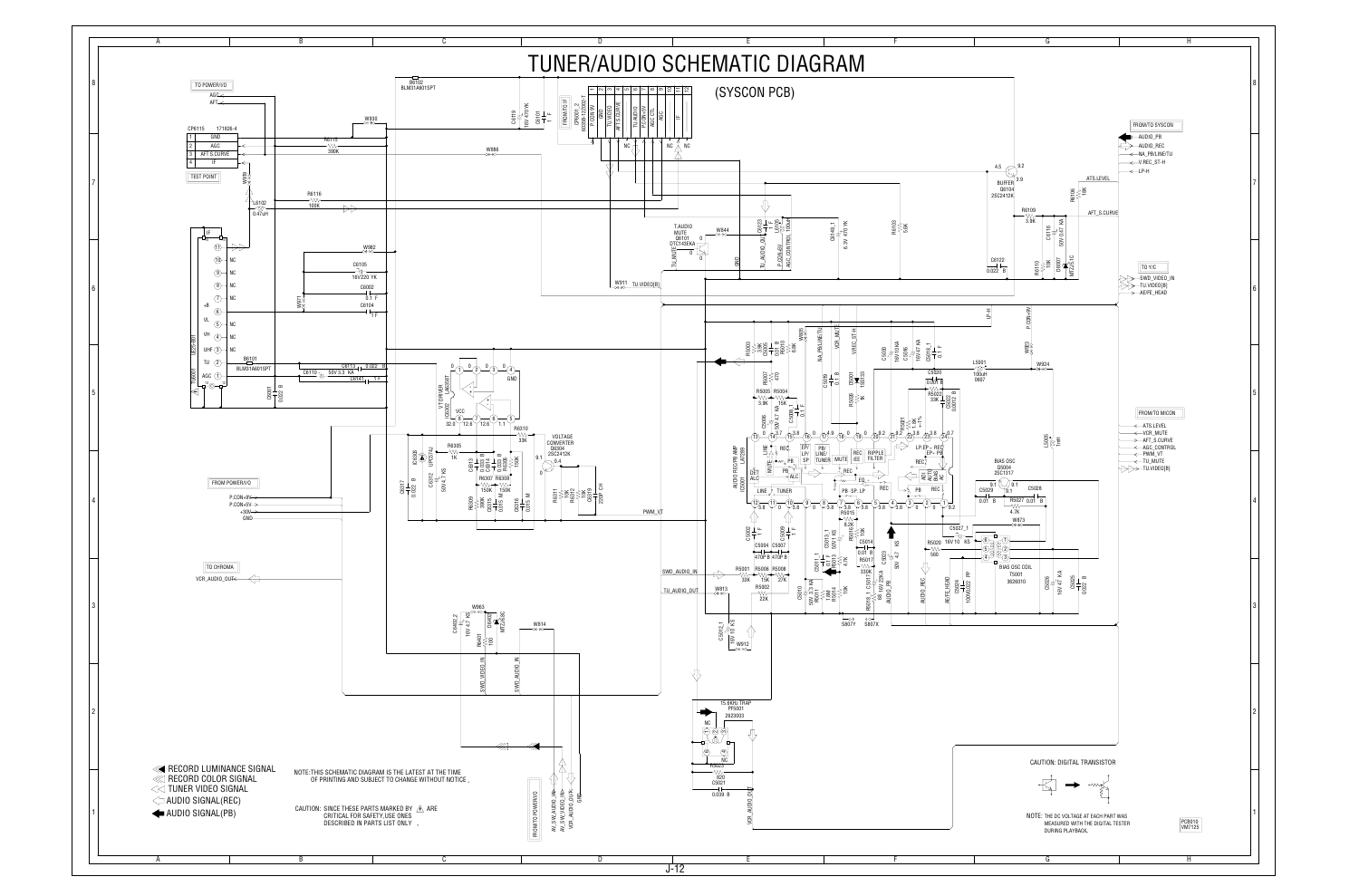# TUNER/AUDIO SCHEMATIC DIAGRAM

(SYSCON PCB)

TO POWER/I/O
- AGC
- AFT

CP6115 171826-4

| | |
|---|---|
| 1 | GND |
| 2 | AGC |
| 3 | AFT.S.CURVE |
| 4 | IF |

TEST POINT

FROM/TO IF

CP0001_2 00008-12002-T

| | |
|---|---|
| 1 | P.CON+9V |
| 2 | GND |
| 3 | TU.VIDEO |
| 4 | AFT.S.CURVE |
| 5 | TU.AUDIO |
| 6 | P.ON+5V |
| 7 | P.ON+9V |
| 8 | AGC.CTL |
| 9 | AGC |
| 10 | NC |
| 11 | IF |

FROM/TO SYSCON
- AUDIO_PB
- AUDIO_REC
- NA_PB/LINE/TU
- V.REC_ST-H
- LP-H

TO Y/C
- SWD_VIDEO_IN
- TU.VIDEO[B]
- AE/FE_HEAD

FROM/TO MICON
- ATS.LEVEL
- VCR_MUTE
- AFT_S.CURVE
- AGC_CONTROL
- PWM_VT
- TU_MUTE
- TU.VIDEO[B]

FROM POWER/I/O
- P.CON+9V
- P.CON+5V
- +30V
- GND

TO CHROMA
- VCR_AUDIO_OUT

FROM/TO POWER/I/O
- AV_SW_AUDIO_IN
- AV_SW_VIDEO_IN
- VCR_AUDIO_OUT
- GND

BUFFER Q6104 2SC2412K

T.AUDIO MUTE Q6101 DTC143EKA

VOLTAGE CONVERTER Q6304 2SC2412K

VT DRIVER IC6302 LA6358T

AUDIO REC/PB AMP IC5001 LA7289

BIAS OSC Q5004 2SC1317

BIAS OSC COIL T5001 3626010

15.6KHz TRAP PF5001 2623003

- RECORD LUMINANCE SIGNAL
- RECORD COLOR SIGNAL
- TUNER VIDEO SIGNAL
- AUDIO SIGNAL(REC)
- AUDIO SIGNAL(PB)

NOTE: THIS SCHEMATIC DIAGRAM IS THE LATEST AT THE TIME OF PRINTING AND SUBJECT TO CHANGE WITHOUT NOTICE .

CAUTION: SINCE THESE PARTS MARKED BY ⚠ ARE CRITICAL FOR SAFETY, USE ONES DESCRIBED IN PARTS LIST ONLY .

CAUTION: DIGITAL TRANSISTOR

NOTE: THE DC VOLTAGE AT EACH PART WAS MEASURED WITH THE DIGITAL TESTER DURING PLAYBACK.

PCB010 VM7125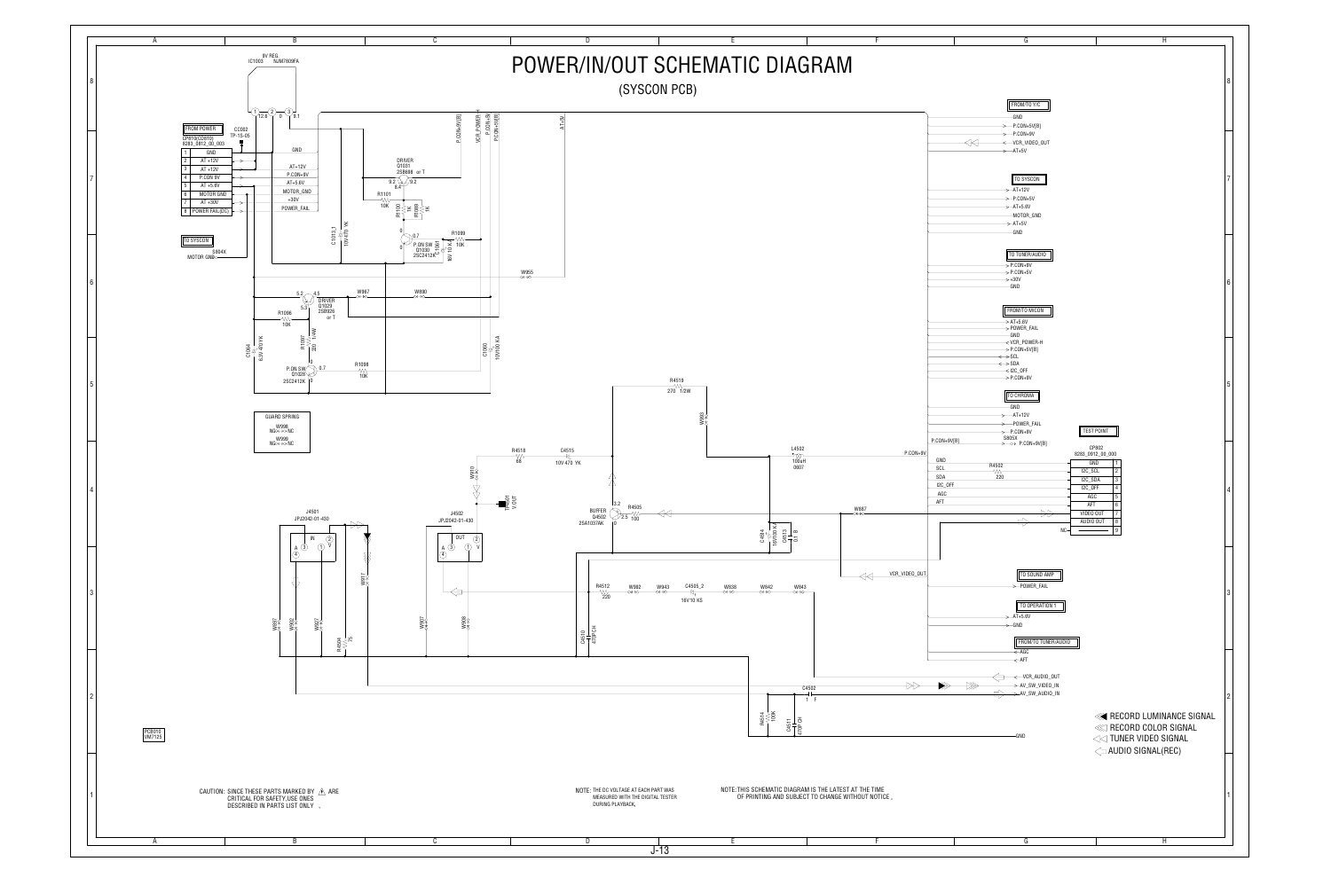# POWER/IN/OUT SCHEMATIC DIAGRAM

## (SYSCON PCB)

**FROM POWER**

CP810(CD810)
8283_0812_00_00S

| | |
|---|---|
| 1 | GND |
| 2 | AT +12V |
| 3 | AT +12V |
| 4 | P.CON 9V |
| 5 | AT +5.6V |
| 6 | MOTOR GND |
| 7 | AT +30V |
| 8 | POWER FAIL(DC) |

**TO SYSCON**

S804X
MOTOR GND

9V REG.
IC1003 NJM7809FA

CC002
TP-15-05

DRIVER
Q1031
2SB698 or T

R1101 10K
R1100 1K
R1099 1K
R1099 10K
P.ON SW
Q1030
2SC2412K

C1013.1 10V/470 YK
C1061 16V/10 KA

DRIVER
Q1029
2SB926
or T

R1096 10K
R1097 220 1/4W
C1064 6.3V 470 YK

P.ON SW
Q1028
2SC2412K
R1098 10K

C1060 16V/10 KA

W955 W967 W890

GND
AT+12V
P.CON+9V
AT+5.6V
MOTOR_GND
+30V
POWER_FAIL

P.CON+9V(B)
VCR_POWER-H
P.CON+5V
P.CON+5V(B)
AT+5V

**GUARD SPRING**

W998 NC<==>NC
W999 NC<==>NC

J4501
JPJ2042-01-430

J4502
JPJ2042-01-430

R4518 68
C4515 10V 470 YK
R4519 270 1/2W
W993
W910
TP4501 V.OUT
BUFFER Q4502 2SA1037AK
R4505 100
L4502 100uH 0607
C4504 16V/100 KA
C4513 0.1 B
W887
W997 W902 W927 W917
R4504 75
W907 W908
C4510 470P CH
R4512 220
W992 W943
C4505_2 16V/10 KS
W838 W842 W843
C4502 1 F
R4514 100K
C4511 470P CH

**FROM/TO Y/C**
GND
P.CON+5V(B)
P.CON+9V
VCR_VIDEO_OUT
AT+5V

**TO SYSCON**
AT+12V
P.CON+5V
AT+5.6V
MOTOR_GND
AT+5V
GND

**TO TUNER/AUDIO**
P.CON+9V
P.CON+5V
+30V
GND

**FROM/TO MICON**
AT+5.6V
POWER_FAIL
GND
VCR_POWER-H
P.CON+5V(B)
SCL
SDA
I2C_OFF
P.CON+9V

**TO CHROMA**
GND
AT+12V
POWER_FAIL
P.CON+9V
S805X
P.CON+9V(B)

P.CON+9V

GND
SCL
SDA
I2C_OFF
AGC
AFT

R4502 220

**TEST POINT**

CP802
8283_0912_00_000

| | |
|---|---|
| GND | 1 |
| I2C_SCL | 2 |
| I2C_SDA | 3 |
| I2C_OFF | 4 |
| AGC | 5 |
| AFT | 6 |
| VIDEO OUT | 7 |
| AUDIO OUT | 8 |
| NC | 9 |

VCR_VIDEO_OUT

**TO SOUND AMP**
POWER_FAIL

**TO OPERATION 1**
AT+5.6V
GND

**FROM/TO TUNER/AUDIO**
AGC
AFT

VCR_AUDIO_OUT
AV_SW_VIDEO_IN
AV_SW_AUDIO_IN
GND

PCB010
VM7125

- RECORD LUMINANCE SIGNAL
- RECORD COLOR SIGNAL
- TUNER VIDEO SIGNAL
- AUDIO SIGNAL(REC)

CAUTION: SINCE THESE PARTS MARKED BY ⚠ ARE CRITICAL FOR SAFETY,USE ONES DESCRIBED IN PARTS LIST ONLY .

NOTE: THE DC VOLTAGE AT EACH PART WAS MEASURED WITH THE DIGITAL TESTER DURING PLAYBACK.

NOTE: THIS SCHEMATIC DIAGRAM IS THE LATEST AT THE TIME OF PRINTING AND SUBJECT TO CHANGE WITHOUT NOTICE .

J-13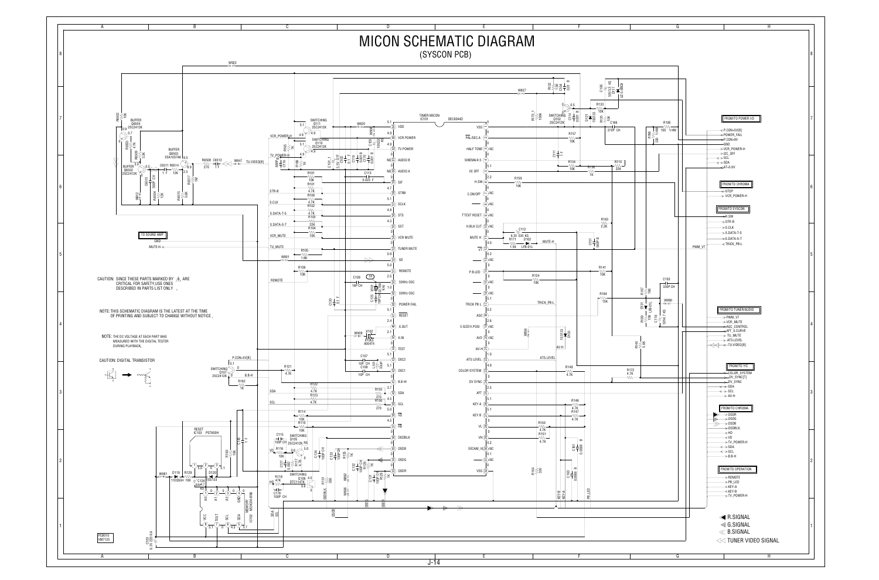# MICON SCHEMATIC DIAGRAM

## (SYSCON PCB)

CAUTION: SINCE THESE PARTS MARKED BY ⚠ ARE CRITICAL FOR SAFETY,USE ONES DESCRIBED IN PARTS LIST ONLY .

NOTE: THIS SCHEMATIC DIAGRAM IS THE LATEST AT THE TIME OF PRINTING AND SUBJECT TO CHANGE WITHOUT NOTICE .

NOTE: THE DC VOLTAGE AT EACH PART WAS MEASURED WITH THE DIGITAL TESTER DURING PLAYBACK.

CAUTION: DIGITAL TRANSISTOR

TIMER MICON IC101 OEC6044D

| Pin | Function | Voltage |
|---|---|---|
| 1 | VDD | 5.1 |
| 2 | VCR POWER | 4.9 |
| 3 | TV POWER | 4.9 |
| 4 | AUDIO B | 0 |
| 5 | AUDIO A | 0 |
| 6 | SIF | 0 |
| 7 | STRB | 4.7 |
| 8 | SCLK | 5.1 |
| 9 | STS | 0 |
| 10 | SST | 4.3 |
| 11 | VCR MUTE | 0 |
| 12 | TUNER MUTE | 0 |
| 13 | SD | 0 |
| 14 | REMOTE | 2.5 |
| 15 | 32KHz OSC | 1.0 |
| 16 | 32KHz OSC | 1.0 |
| 17 | POWER FAIL | 5.1 |
| 18 | RESET | 5.1 |
| 19 | X.OUT | 2.4 |
| 20 | X.IN | 2.1 |
| 21 | TEST | 0 |
| 22 | OSC2 | 5.1 |
| 23 | OSC1 | 0 |
| 24 | B.B HI | 0 |
| 25 | SDA | 3.7 |
| 26 | SCL | 4.5 |
| 27 | VD | 5.0 |
| 28 | HD | 4.5 |
| 29 | OSDBLK | 0 |
| 30 | OSDB | 0 |
| 31 | OSDG | 0 |
| 32 | OSDR | 0 |
| 33 | VSS | 0 |
| 34 | SECAM_VL | 0 |
| 35 | VH | 0 |
| 36 | VL | 0 |
| 37 | KEY B | 0 |
| 38 | KEY A | 5.1 |
| 39 | AFT | 2.5 |
| 40 | DV SYNC | 0 |
| 41 | COLOR SYSTEM | 4.9 |
| 42 | ATS LEVEL | 0 |
| 43 | AV-H | 1.0 |
| 44 | AV2 | 0 |
| 45 | V.SIZE/V.POSI | 2.6 |
| 46 | ASC | 0.2 |
| 47 | TRICK PB L | 0 |
| 48 | P.B.LED | 0 |
| 49 | VT | 4.0 |
| 50 | MUTE H | 0 |
| 51 | H.BLK CUT | 0 |
| 52 | T'TEXT RESET | 0 |
| 53 | C.ON/OFF | 0 |
| 54 | H.SW | 2.2 |
| 55 | IIC OFF | 5.1 |
| 56 | SINEWAV4:3 | 0 |
| 57 | HALF TONE | 0 |
| 58 | PAL/SEC.A | 0 |
| 59 | VSS | 0 |

TO SOUND AMP: GND, MUTE-H

FROM/TO POWER I/O: P.CON+5V[B], POWER_FAIL, P.CON+9V, GND, VCR_POWER-H, I2C_OFF, SCL, SDA, AT+5.6V

FROM/TO CHROMA: STOP, VCR_POWER-H

FROM/TO SYSCON: H.SW, STR-B, S.CLK, S.DATA-T-S, S.DATA-S-T, TRICK_PB-L

FROM/TO TUNER/AUDIO: PWM_VT, VCR_MUTE, AGC_CONTROL, AFT_S.CURVE, TU_MUTE, ATS.LEVEL, TU.VIDEO[B]

FROM/TO Y/C: COLOR_SYSTEM, DV_SYNC[T], DV_SYNC, SDA, SCL, AV-H

FROM/TO CHROMA: OSDR, OSDG, OSDB, OSDBLK, HD, VD, TV_POWER-H, SDA, SCL, B.B-H

FROM/TO OPERATION: REMOTE, PB_LED, KEY-A, KEY-B, TV_POWER-H

RESET IC103 PST600H

MEMORY IC102 M24C04-BN6

PCB010 VM7125

R.SIGNAL
G.SIGNAL
B.SIGNAL
TUNER VIDEO SIGNAL

J-14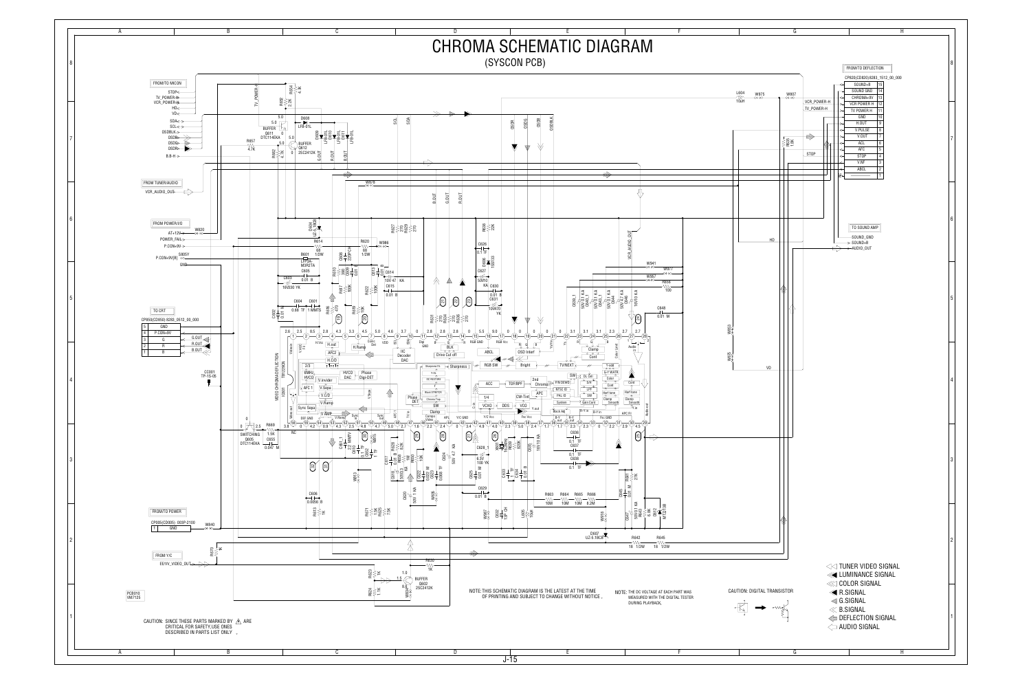# CHROMA SCHEMATIC DIAGRAM

## (SYSCON PCB)

FROM/TO MICON: STOP, TV_POWER-H, VCR_POWER-H, HD, VD, SDA, SCL, OSDBLK, OSDR, OSDG, OSDB, B.B-H

FROM TUNER/AUDIO: VCR_AUDIO_OUS

FROM POWER/I/O: AT+12V, POWER_FAIL, P.CON+9V, P.CON+9V(B), GND

TO CRT

CP850(CD850) 8283_0512_00_000

| | |
|---|---|
| 5 | GND |
| 4 | P.CON+9V |
| 3 | G |
| 2 | R |
| 1 | B |

FROM/TO POWER

CP005(CD005) 00SP-2100

| | |
|---|---|
| 1 | GND |

FROM Y/C: EE/VV_VIDEO_OUT

FROM/TO DEFLECTION

CP820(CD820) 8283_1512_00_000

| | |
|---|---|
| SOUND+B | 15 |
| SOUND GND | 14 |
| CHROMA+9V | 13 |
| VCR POWER H | 12 |
| TV POWER H | 11 |
| GND | 10 |
| H.OUT | 9 |
| V.PULSE | 8 |
| V.OUT | 7 |
| ACL | 6 |
| AFC | 5 |
| STOP | 4 |
| V.NF | 3 |
| ABCL | 2 |
| ——— | 1 |

TO SOUND AMP: SOUND_GND, SOUND+B, AUDIO_OUT

IC001 VIDEO CHROMA DEFLECTION TB1229DN

PCB010 VM7125

CAUTION: SINCE THESE PARTS MARKED BY ⚠ ARE CRITICAL FOR SAFETY, USE ONES DESCRIBED IN PARTS LIST ONLY .

NOTE: THIS SCHEMATIC DIAGRAM IS THE LATEST AT THE TIME OF PRINTING AND SUBJECT TO CHANGE WITHOUT NOTICE .

NOTE: THE DC VOLTAGE AT EACH PART WAS MEASURED WITH THE DIGITAL TESTER DURING PLAYBACK.

CAUTION: DIGITAL TRANSISTOR

- TUNER VIDEO SIGNAL
- LUMINANCE SIGNAL
- COLOR SIGNAL
- R.SIGNAL
- G.SIGNAL
- B.SIGNAL
- DEFLECTION SIGNAL
- AUDIO SIGNAL

J-15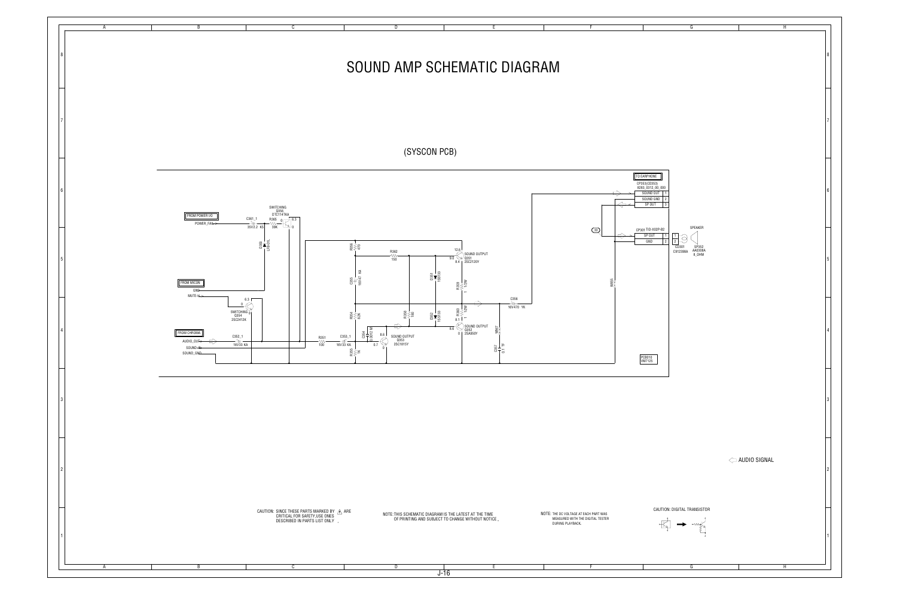# SOUND AMP SCHEMATIC DIAGRAM

(SYSCON PCB)

FROM POWER I/O
POWER_FAIL

C361_1
35V2.2 KS

R365
39K

SWITCHING
Q356
DTC114TKA

D358
LL4148

FROM MICON
GND
MUTE-H

SWITCHING
Q354
2SC2412K

FROM CHROMA
AUDIO_OUT
SOUND-IN
SOUND_GND

C352_1
16V33 KA

R351
100

C353_1
16V33 KA

C354
0.0012 M

R355
1K

SOUND OUTPUT
Q353
2SC1815Y

R356
470

C355
16V47 KA

R354
82K

R362
150

R358
180

D351
1SS133

D352
1SS133

SOUND OUTPUT
Q351
2SC2120Y

R359
1/2W

R360
1/2W

SOUND OUTPUT
Q352
2SA950Y

C356
16V470 YK

W847

C357
0.1 TF

W855

TO EARPHONE
CP353(CD353)
8283_0312_00_000

| SOUND OUT | 1 |
|---|---|
| SOUND GND | 2 |
| SP OUT | 3 |

CP301 TID-X02P-B2

| SP OUT | 1 |
|---|---|
| GND | 2 |

CC301
C912398A

SPEAKER
SP352
AA0308A
8_OHM

PCB010
VM7125

Audio Signal

CAUTION: SINCE THESE PARTS MARKED BY ⚠ ARE CRITICAL FOR SAFETY,USE ONES DESCRIBED IN PARTS LIST ONLY .

NOTE: THIS SCHEMATIC DIAGRAM IS THE LATEST AT THE TIME OF PRINTING AND SUBJECT TO CHANGE WITHOUT NOTICE .

NOTE: THE DC VOLTAGE AT EACH PART WAS MEASURED WITH THE DIGITAL TESTER DURING PLAYBACK.

CAUTION: DIGITAL TRANSISTOR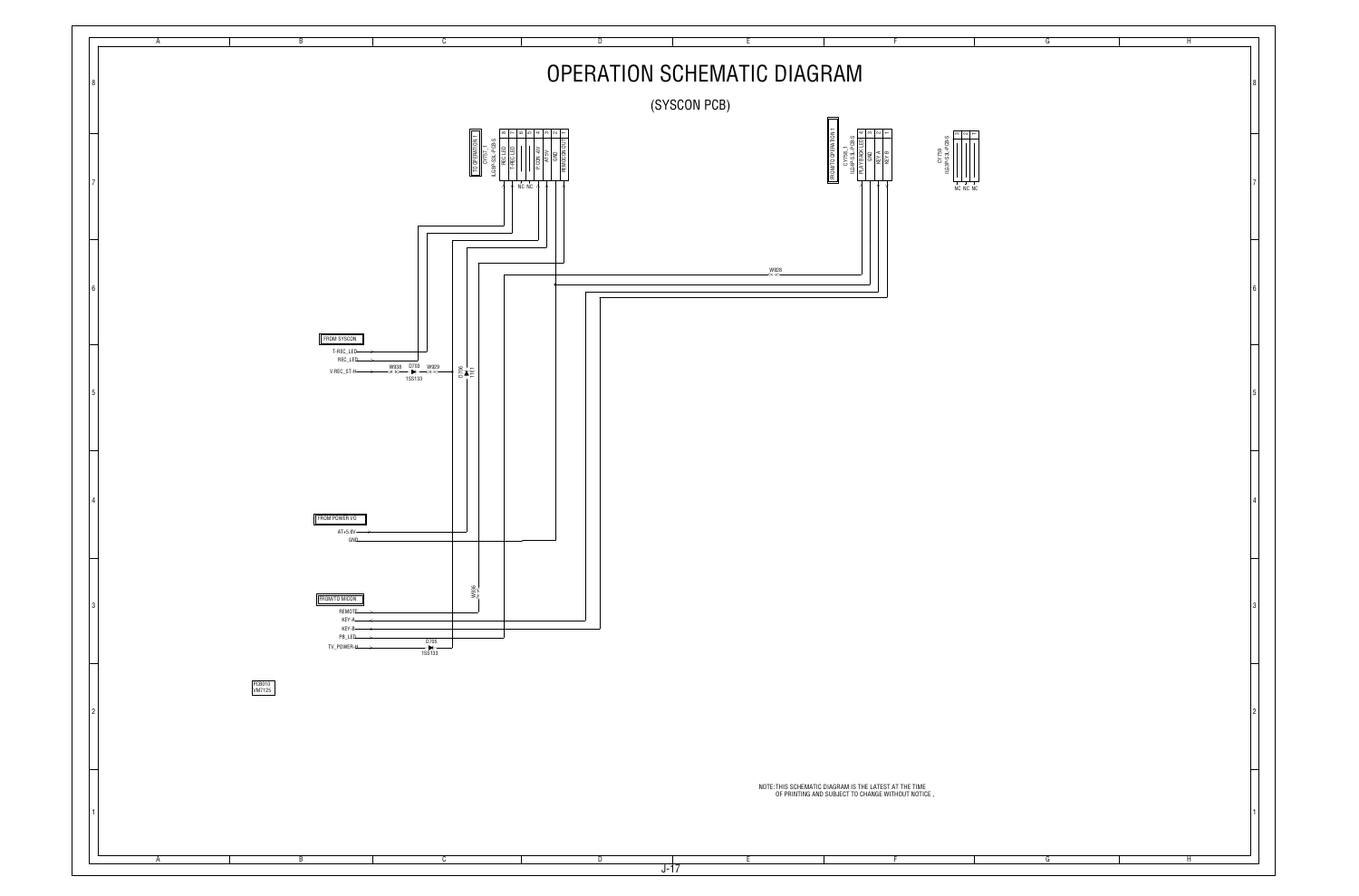# OPERATION SCHEMATIC DIAGRAM

(SYSCON PCB)

TO OPERATION 1

CP7701
IL03P-S3L-P(2B-S

| 8 | 7 | 6 | 5 | 4 | 3 | 2 | 1 |
|---|---|---|---|---|---|---|---|
| REC LED | T-REC LED | | | P.ON -6V | AT+5V | GND | REMOCON OUT |

NC NC

FROM/TO OPERATION 1

CP7706_1
IL03P-S3L-P(2B-S

| 4 | 3 | 2 | 1 |
|---|---|---|---|
| PLAY/PAUSE LED | GND | KEY A | KEY B |

CP7750
IL03P-S3L-P(2B-S

| 3 | 2 | 1 |
|---|---|---|

NC NC NC

W928

FROM SYSCON

T-REC_LED
REC_LED
V.REC_ST-H

W938 D709 W929
1SS133

D706
1TE1

FROM POWER I/O

AT+5.6V
GND

FROM/TO MICON

W956

REMOTE
KEY-A
KEY-B
PB_LED
TV_POWER-H

D705
1SS133

PD9010
VM7125

NOTE:THIS SCHEMATIC DIAGRAM IS THE LATEST AT THE TIME OF PRINTING AND SUBJECT TO CHANGE WITHOUT NOTICE .

J-17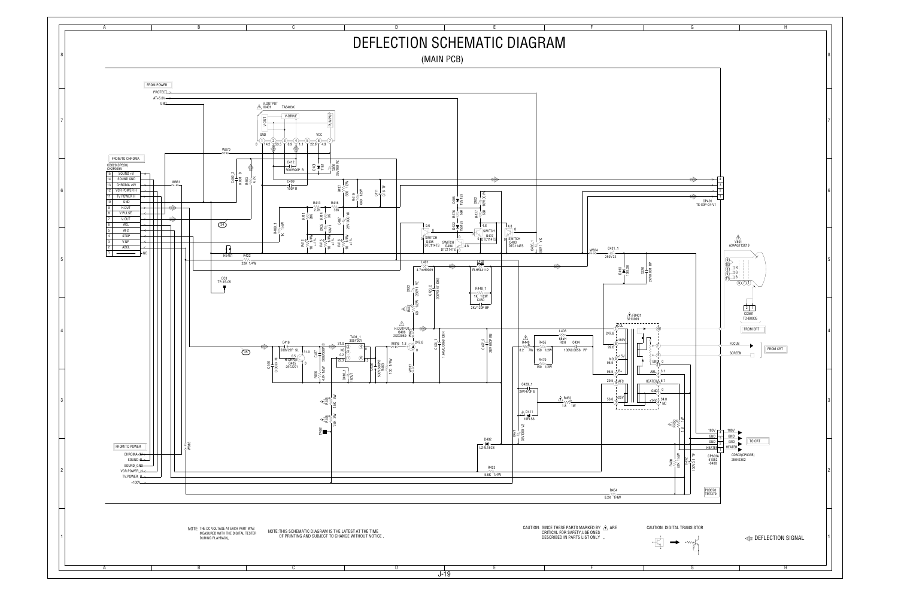# DEFLECTION SCHEMATIC DIAGRAM

## (MAIN PCB)

NOTE: THE DC VOLTAGE AT EACH PART WAS MEASURED WITH THE DIGITAL TESTER DURING PLAYBACK.

NOTE: THIS SCHEMATIC DIAGRAM IS THE LATEST AT THE TIME OF PRINTING AND SUBJECT TO CHANGE WITHOUT NOTICE .

CAUTION: SINCE THESE PARTS MARKED BY ⚠ ARE CRITICAL FOR SAFETY,USE ONES DESCRIBED IN PARTS LIST ONLY .

CAUTION: DIGITAL TRANSISTOR

⇦ DEFLECTION SIGNAL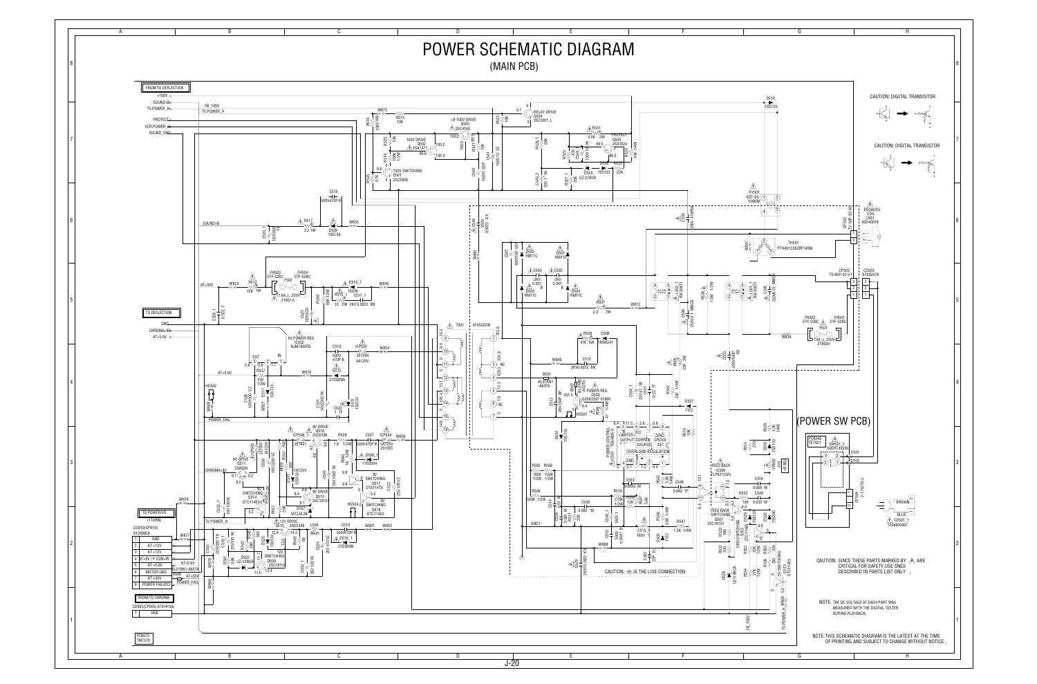# POWER SCHEMATIC DIAGRAM

## (MAIN PCB)

(POWER SW PCB)

CAUTION: DIGITAL TRANSISTOR

CAUTION: DIGITAL TRANSISTOR

CAUTION: ⚠ IS THE LIVE CONNECTION

CAUTION: SINCE THESE PARTS MARKED BY ⚠ ARE CRITICAL FOR SAFETY,USE ONES DESCRIBED IN PARTS LIST ONLY .

NOTE: THE DC VOLTAGE AT EACH PART WAS MEASURED WITH THE DIGITAL TESTER DURING PLAYBACK.

NOTE: THIS SCHEMATIC DIAGRAM IS THE LATEST AT THE TIME OF PRINTING AND SUBJECT TO CHANGE WITHOUT NOTICE .

TO POWER I/O (1TURN)

CD810(CP810) 8128050A

| | |
|---|---|
| 1 | GND |
| 2 | AT+12V |
| 3 | AT+12V |
| 4 | AT+9V / P.CON+9V |
| 5 | AT+5.6V |
| 6 | MOTOR GND |
| 7 | AT+30V |
| 8 | POWER FAIL(DC) |

FROM/TO CHROMA

CD005(CP005) 8701410A

| | |
|---|---|
| 1 | GND |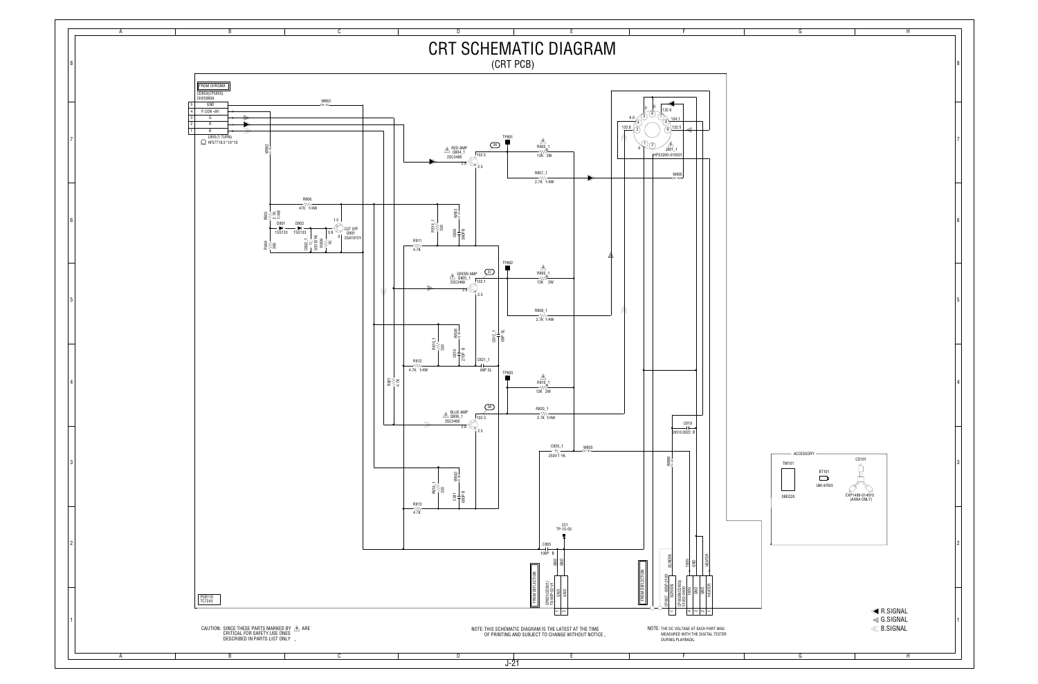# CRT SCHEMATIC DIAGRAM

## (CRT PCB)

FROM CHROMA

CD850(CP5850)
CH2509GA

| | |
|---|---|
| 5 | GND |
| 4 | P.CON +9V |
| 3 | G |
| 2 | R |
| 1 | B |

L850 (1 TURN)
HF5771 6.5*10*10

W863

W862

R806
470 1/4W

R803 2.7K 1/4W

D801 1SS133

D802 1SS133

R804 390

C802_1 50V 10 YK

R809 1K

CUT OFF Q801 2SA1015Y

R814_1 330

W813

C809 330P B

R811 4.7K

RED AMP Q804_1 2SC3488

TP801

R802_1 12K 2W

R807_1 2.7K 1/4W

GREEN AMP Q805_1 2SC3488

TP802

R805_1 12K 2W

R808_1 2.7K 1/4W

R815_1 330

W855

C810 270P B

C812_1 68P SL

R812 4.7K 1/4W

C821_1 68P SL

R817 4.7K

TP803

R810_1 12K 2W

BLUE AMP Q806_1 2SC3488

R820_1 2.7K 1/4W

R816_1 330

W852

C811 68P B

R813 4.7K

C820_1 250V 1 YK

W855

C819 2KV 0.0022 B

W888

CC1 TP-1S-05

C805 100P B

J801_1 HPS3200-010501

W805

FROM DEFLECTION

CP807(CP801) TS-08P-02-G1: 1 GND, 2 GND

FROM DEFLECTION

CP807 (DSP-2100): SCREEN

CP806(CP5003) ST15D-04500: 180V, GND, HEATER

PCB110 TC7243

ACCESSORY

TM101 58EQ20

BT101 UM-4/R03

CD101 EXP1496-014010 (AIWA ONLY)

R.SIGNAL
G.SIGNAL
B.SIGNAL

CAUTION: SINCE THESE PARTS MARKED BY ⚠ ARE CRITICAL FOR SAFETY,USE ONES DESCRIBED IN PARTS LIST ONLY .

NOTE: THIS SCHEMATIC DIAGRAM IS THE LATEST AT THE TIME OF PRINTING AND SUBJECT TO CHANGE WITHOUT NOTICE .

NOTE: THE DC VOLTAGE AT EACH PART WAS MEASURED WITH THE DIGITAL TESTER DURING PLAYBACK.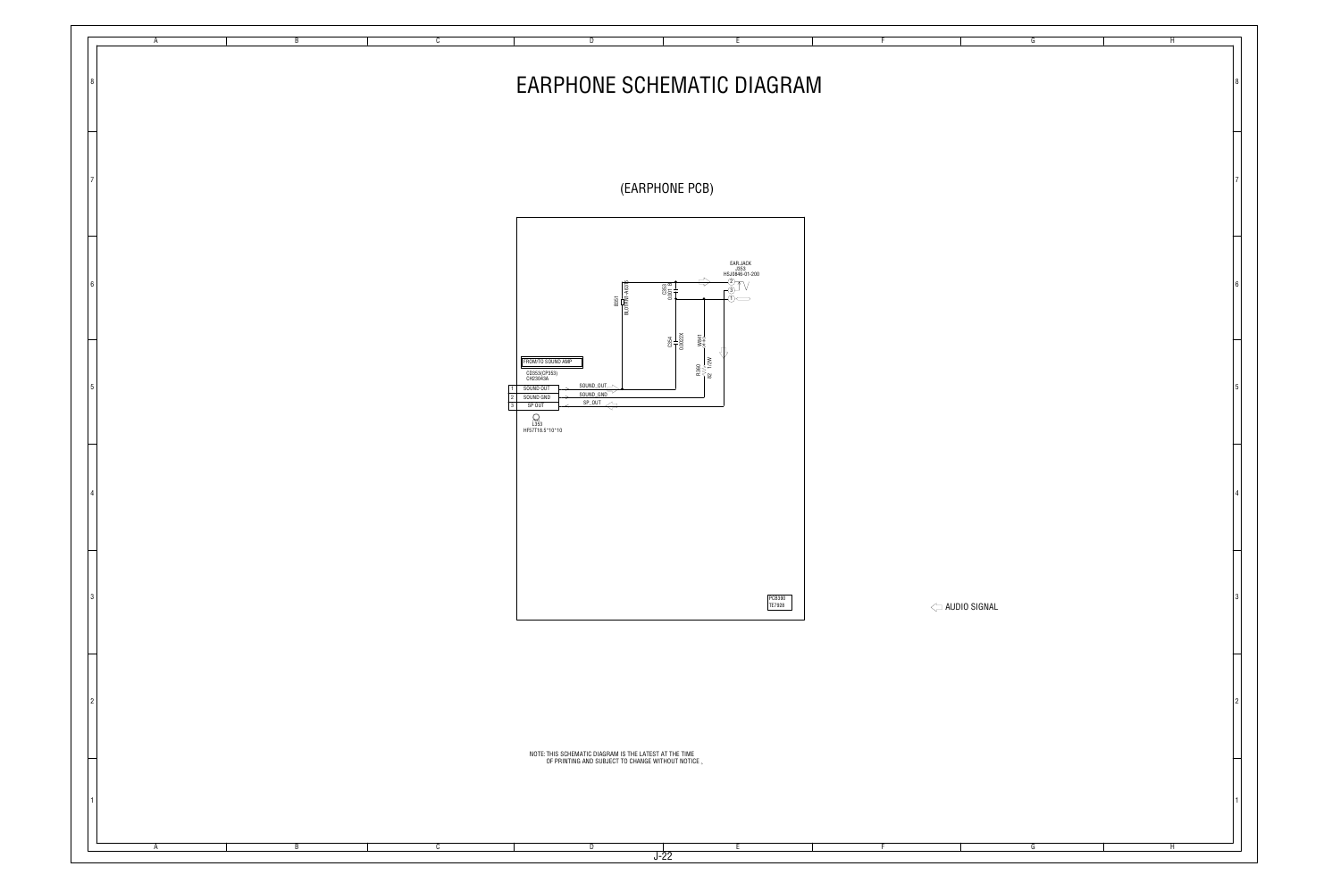# EARPHONE SCHEMATIC DIAGRAM

(EARPHONE PCB)

EARJACK
J353
HSJ0846-01-200

R351
BLOTTING-4635

C353
0.001 B

C354
0.0022X

W841

R360
82 1/2W

FROM/TO SOUND AMP

CD353(CP353)
CH23043A

| | |
|---|---|
| 1 | SOUND OUT |
| 2 | SOUND GND |
| 3 | SP OUT |

SOUND_OUT

SOUND_GND

SP_OUT

L353
HF57T18.5*10*10

PCB380
TE7928

AUDIO SIGNAL

NOTE: THIS SCHEMATIC DIAGRAM IS THE LATEST AT THE TIME OF PRINTING AND SUBJECT TO CHANGE WITHOUT NOTICE .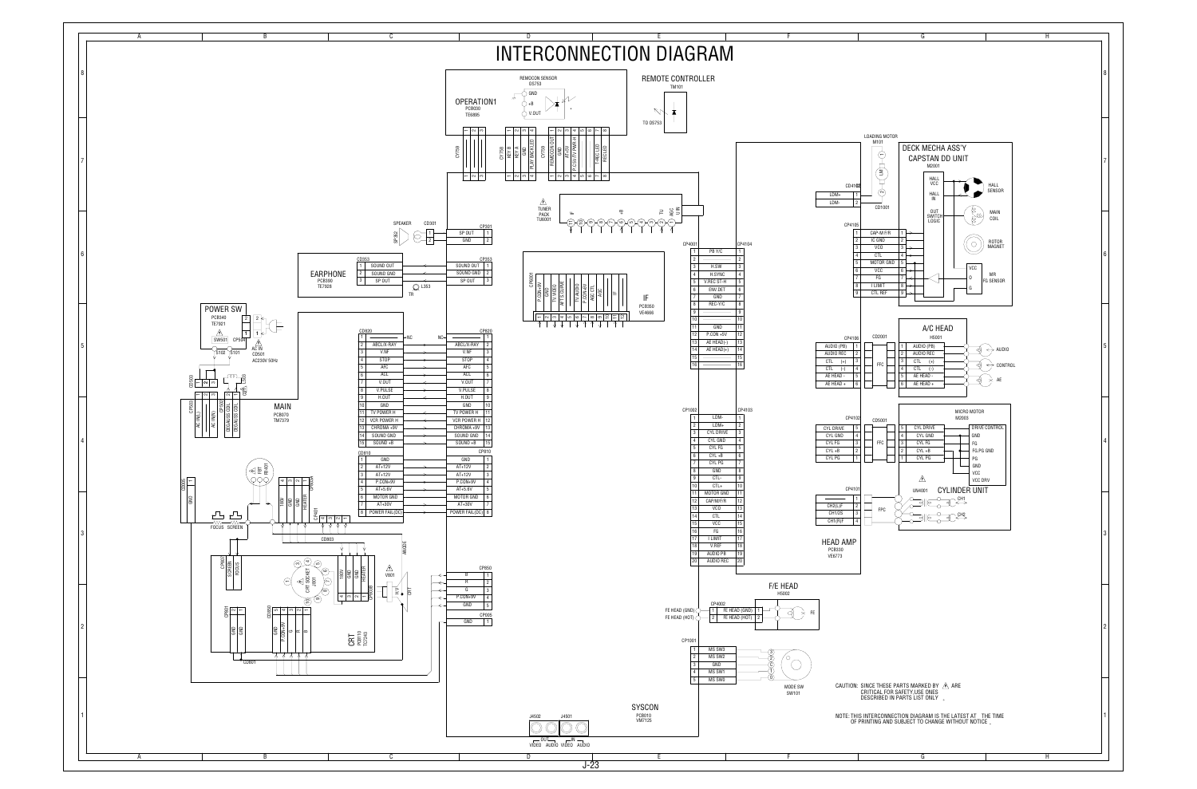# INTERCONNECTION DIAGRAM

## OPERATION1
PCB030 TE6895

REMOCON SENSOR DS753: GND, +B, V.OUT

| CY759 | CY758 | CY759 |
|---|---|---|
| 1 KEY B | 1 REMOCON OUT | 1 TIMER LED |
| 2 GND | 2 GND | 2 REC LED |
| 3 PLAY BACK LED | 3 AT+5V | |
| | 4 P.CON5V PWR-H | |

## REMOTE CONTROLLER
TM101

TO DS753

## EARPHONE
PCB390 TE7926

| CD353 | CP353 |
|---|---|
| 1 SOUND OUT | 1 SOUND OUT |
| 2 SOUND GND | 2 SOUND GND |
| 3 SP OUT | 3 SP OUT |

SPEAKER SP352 — CD301 — CP301: 1 SP OUT, 2 GND

## POWER SW
PCB340 TE7921

SW501, CP501, S102, S101

AC IN CD501 AC230V 50Hz

## MAIN
PCB070 TM7579

CP503: AC IN(L), AC IN(N), DEGAUSS COIL, DEGAUSS COIL

FBT T801

CP802 / CP803: 180V, GND, GND, HEATER

FOCUS, SCREEN

| CD820 | CP820 |
|---|---|
| 1 — (NC) | 1 — (NC) |
| 2 ABCL/X-RAY | 2 ABCL/X-RAY |
| 3 V.NF | 3 V.NF |
| 4 STOP | 4 STOP |
| 5 AFC | 5 AFC |
| 6 ACL | 6 ACL |
| 7 V.OUT | 7 V.OUT |
| 8 V.PULSE | 8 V.PULSE |
| 9 H.OUT | 9 H.OUT |
| 10 GND | 10 GND |
| 11 TV POWER H | 11 TV POWER H |
| 12 VCR POWER H | 12 VCR POWER H |
| 13 CHROMA +9V | 13 CHROMA +9V |
| 14 SOUND GND | 14 SOUND GND |
| 15 SOUND +B | 15 SOUND +B |

| CD810 | CP810 |
|---|---|
| 1 GND | 1 GND |
| 2 AT+12V | 2 AT+12V |
| 3 AT+12V | 3 AT+12V |
| 4 P.CON+9V | 4 P.CON+9V |
| 5 AT+5.6V | 5 AT+5.6V |
| 6 MOTOR GND | 6 MOTOR GND |
| 7 AT+30V | 7 AT+30V |
| 8 POWER FAIL(DC) | 8 POWER FAIL(DC) |

CD803

## CRT
PCB310 TC7243

CP801: SCREEN, FOCUS

CRT SOCKET J801; V801 CRT; ANODE

CP804 / CD802: 180V, GND, GND, HEATER

CP805: P.CON+9V, B, R, G, GND

CD801

| CP850 |
|---|
| 1 B |
| 2 R |
| 3 G |
| 4 P.CON+9V |
| 5 GND |

CP005: 1 GND

## TUNER PACK
TU6001

## IF
PCB350 VE4666

CP6001: P.CON+9V, GND, TV VIDEO, AFT S-CURVE, TV AUDIO, P.CON+5V, AGC CTL, AGC, IF

## SYSCON
PCB010 VM7125

J4502 OUT: VIDEO, AUDIO; J4501 IN: VIDEO, AUDIO

| CP4001 | CP4104 |
|---|---|
| 1 PB Y/C | 1 |
| 2 | 2 |
| 3 H.SW | 3 |
| 4 H.SYNC | 4 |
| 5 V.REC ST.-H | 5 |
| 6 ENV.DET | 6 |
| 7 GND | 7 |
| 8 REC-Y/C | 8 |
| 9 | 9 |
| 10 | 10 |
| 11 GND | 11 |
| 12 P.CON +5V | 12 |
| 13 AE HEAD(-) | 13 |
| 14 AE HEAD(+) | 14 |
| 15 | 15 |
| 16 | 16 |

| CP1002 | CP4103 |
|---|---|
| 1 LDM- | 1 |
| 2 LDM+ | 2 |
| 3 CYL DRIVE | 3 |
| 4 CYL GND | 4 |
| 5 CYL FG | 5 |
| 6 CYL +B | 6 |
| 7 CYL PG | 7 |
| 8 GND | 8 |
| 9 CTL- | 9 |
| 10 CTL+ | 10 |
| 11 MOTOR GND | 11 |
| 12 CAP-M/F/R | 12 |
| 13 VCO | 13 |
| 14 CTL | 14 |
| 15 VCC | 15 |
| 16 FG | 16 |
| 17 I LIMIT | 17 |
| 18 V.REF | 18 |
| 19 AUDIO PB | 19 |
| 20 AUDIO REC | 20 |

CP4002 — F/E HEAD H5002: 1 FE HEAD (GND), 2 FE HEAD (HOT)

CP1001 — MODE SW SW101: 1 MS SW3, 2 MS SW2, 3 GND, 4 MS SW1, 5 MS SW0

## DECK MECHA ASS'Y
### CAPSTAN DD UNIT
M2001

LOADING MOTOR M101 — CD4102 / CD1001: 1 LDM+, 2 LDM-

| CP4105 | |
|---|---|
| 1 CAP-M/F/R | 1 |
| 2 IC GND | 2 |
| 3 VCO | 3 |
| 4 CTL | 4 |
| 5 MOTOR GND | 5 |
| 6 VCC | 6 |
| 7 FG | 7 |
| 8 I LIMIT | 8 |
| 9 CTL REF | 9 |

HALL VCC, HALL IN, OUT SWITCH LOGIC, HALL SENSOR, MAIN COIL, ROTOR MAGNET, MR FG SENSOR

### A/C HEAD
H5001

| CP4106 | CD2001 |
|---|---|
| 1 AUDIO (PB) | 1 AUDIO (PB) |
| 2 AUDIO REC | 2 AUDIO REC |
| 3 CTL (+) | 3 CTL (+) |
| 4 CTL (-) | 4 CTL (-) |
| 5 AE HEAD - | 5 AE HEAD - |
| 6 AE HEAD + | 6 AE HEAD + |

AUDIO, CONTROL, AE

### MICRO MOTOR
M2003

| CP4102 | CD5001 |
|---|---|
| 5 CYL DRIVE | 5 CYL DRIVE |
| 4 CYL GND | 4 CYL GND |
| 3 CYL FG | 3 CYL FG |
| 2 CYL +B | 2 CYL +B |
| 1 CYL PG | 1 CYL PG |

DRIVE CONTROL, GND, FG, FG/PG GND, PG, GND, VCC, VCC DRV

### CYLINDER UNIT
UN4001

| CP4101 |
|---|
| 1 |
| 2 CH2(L)F |
| 3 CH1/2S |
| 4 CH1(R)F |

CH1, CH2

## HEAD AMP
PCB330 VE6773

CAUTION: SINCE THESE PARTS MARKED BY ⚠ ARE CRITICAL FOR SAFETY USE ONES DESCRIBED IN PARTS LIST ONLY .

NOTE: THIS INTERCONNECTION DIAGRAM IS THE LATEST AT THE TIME OF PRINTING AND SUBJECT TO CHANGE WITHOUT NOTICE .

J-23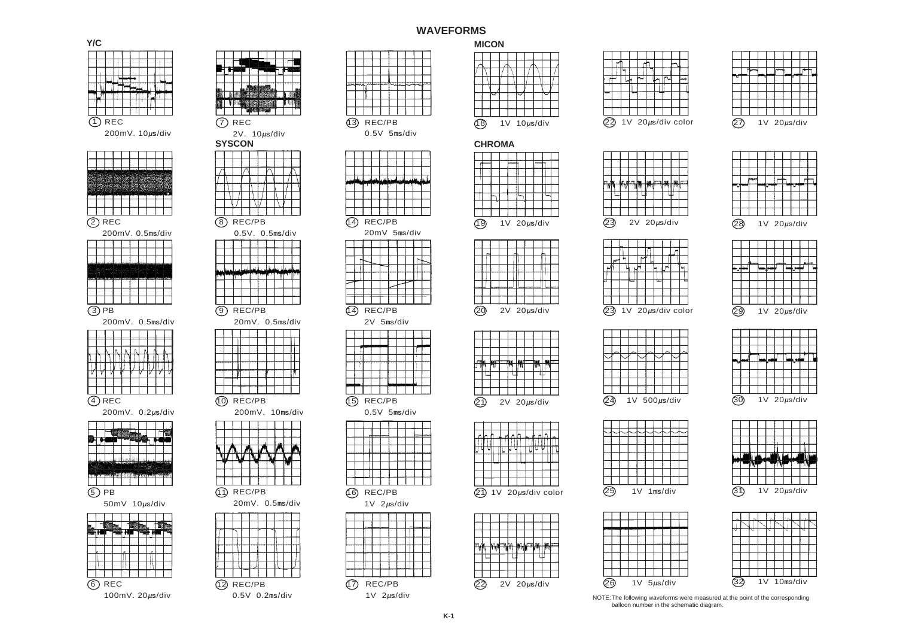# WAVEFORMS

## Y/C

① REC
200mV. 10µs/div

② REC
200mV. 0.5ms/div

③ PB
200mV. 0.5ms/div

④ REC
200mV. 0.2µs/div

⑤ PB
50mV 10µs/div

⑥ REC
100mV. 20µs/div

⑦ REC
2V. 10µs/div

## SYSCON

⑧ REC/PB
0.5V. 0.5ms/div

⑨ REC/PB
20mV. 0.5ms/div

⑩ REC/PB
200mV. 10ms/div

⑪ REC/PB
20mV. 0.5ms/div

⑫ REC/PB
0.5V 0.2ms/div

⑬ REC/PB
0.5V 5ms/div

⑭ REC/PB
20mV 5ms/div

⑭ REC/PB
2V 5ms/div

⑮ REC/PB
0.5V 5ms/div

⑯ REC/PB
1V 2µs/div

⑰ REC/PB
1V 2µs/div

## MICON

⑱ 1V 10µs/div

## CHROMA

⑲ 1V 20µs/div

⑳ 2V 20µs/div

㉑ 2V 20µs/div

㉑ 1V 20µs/div color

㉒ 2V 20µs/div

㉒ 1V 20µs/div color

㉓ 2V 20µs/div

㉓ 1V 20µs/div color

㉔ 1V 500µs/div

㉕ 1V 1ms/div

㉖ 1V 5µs/div

㉗ 1V 20µs/div

㉘ 1V 20µs/div

㉙ 1V 20µs/div

㉚ 1V 20µs/div

㉛ 1V 20µs/div

㉜ 1V 10ms/div

NOTE: The following waveforms were measured at the point of the corresponding balloon number in the schematic diagram.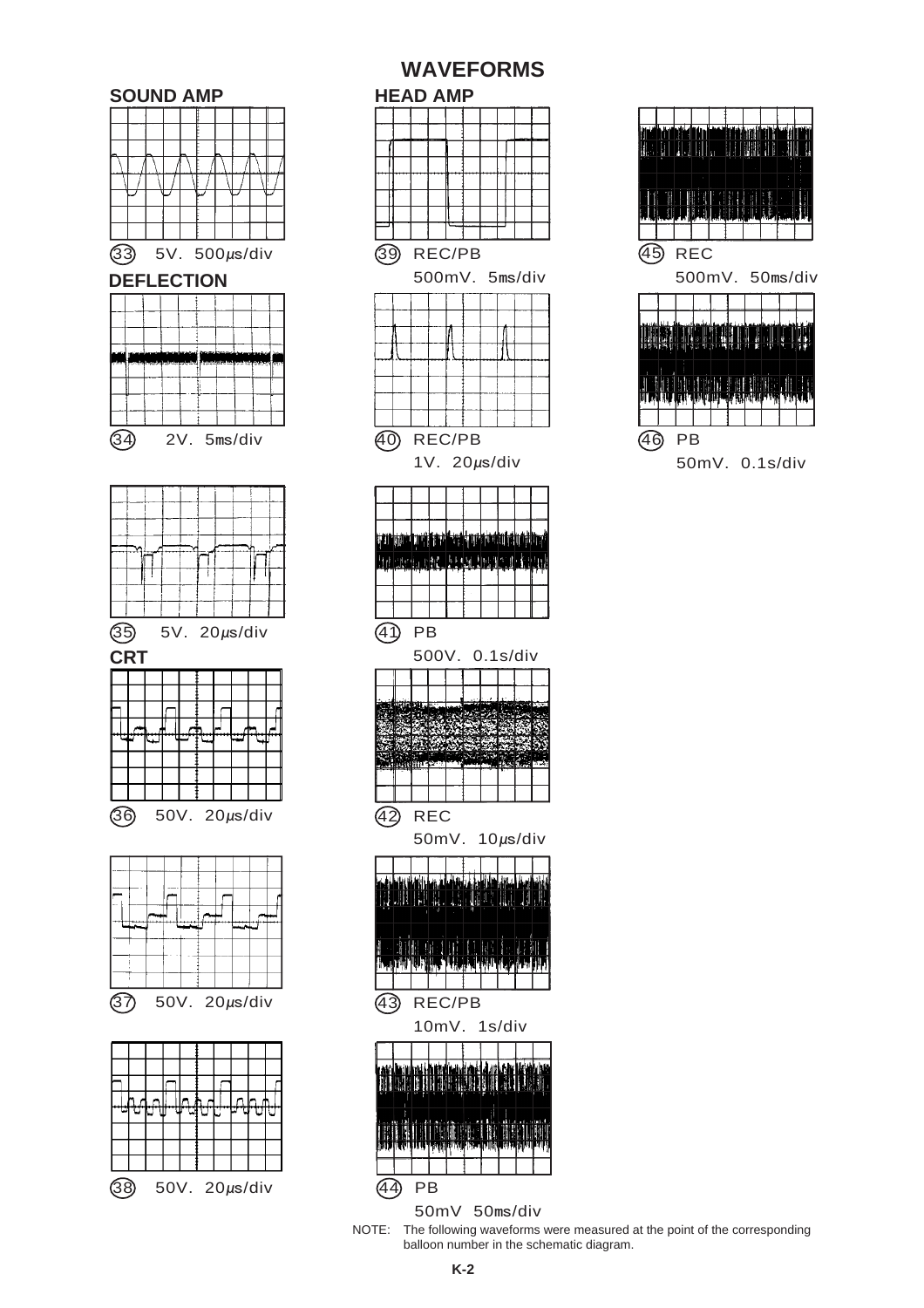# WAVEFORMS

## SOUND AMP

(33) 5V. 500μs/div

## DEFLECTION

(34) 2V. 5ms/div

(35) 5V. 20μs/div

## CRT

(36) 50V. 20μs/div

(37) 50V. 20μs/div

(38) 50V. 20μs/div

## HEAD AMP

(39) REC/PB
500mV. 5ms/div

(40) REC/PB
1V. 20μs/div

(41) PB
500V. 0.1s/div

(42) REC
50mV. 10μs/div

(43) REC/PB
10mV. 1s/div

(44) PB
50mV 50ms/div

(45) REC
500mV. 50ms/div

(46) PB
50mV. 0.1s/div

NOTE: The following waveforms were measured at the point of the corresponding balloon number in the schematic diagram.